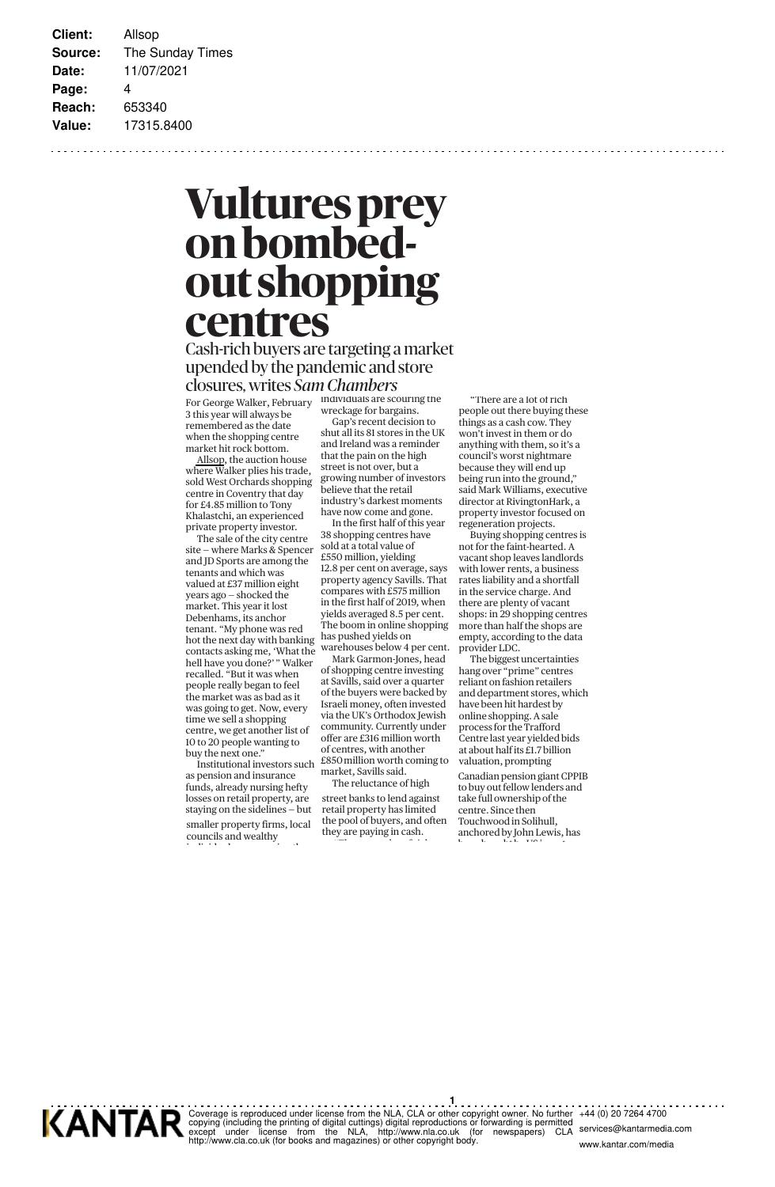Client: Allsop
Source: The Sunday Times
Date: 11/07/2021
Page: 4
Reach: 653340
Value: 17315.8400

# Vultures prey on bombed-out shopping centres

## Cash-rich buyers are targeting a market upended by the pandemic and store closures, writes *Sam Chambers*

For George Walker, February 3 this year will always be remembered as the date when the shopping centre market hit rock bottom.

Allsop, the auction house where Walker plies his trade, sold West Orchards shopping centre in Coventry that day for £4.85 million to Tony Khalastchi, an experienced private property investor.

The sale of the city centre site — where Marks & Spencer and JD Sports are among the tenants and which was valued at £37 million eight years ago — shocked the market. This year it lost Debenhams, its anchor tenant. "My phone was red hot the next day with banking contacts asking me, 'What the hell have you done?'" Walker recalled. "But it was when people really began to feel the market was as bad as it was going to get. Now, every time we sell a shopping centre, we get another list of 10 to 20 people wanting to buy the next one."

Institutional investors such as pension and insurance funds, already nursing hefty losses on retail property, are staying on the sidelines — but smaller property firms, local councils and wealthy individuals are scouring the wreckage for bargains.

Gap's recent decision to shut all its 81 stores in the UK and Ireland was a reminder that the pain on the high street is not over, but a growing number of investors believe that the retail industry's darkest moments have now come and gone.

In the first half of this year 38 shopping centres have sold at a total value of £550 million, yielding 12.8 per cent on average, says property agency Savills. That compares with £575 million in the first half of 2019, when yields averaged 8.5 per cent. The boom in online shopping has pushed yields on warehouses below 4 per cent.

Mark Garmon-Jones, head of shopping centre investing at Savills, said over a quarter of the buyers were backed by Israeli money, often invested via the UK's Orthodox Jewish community. Currently under offer are £316 million worth of centres, with another £850 million worth coming to market, Savills said.

The reluctance of high street banks to lend against retail property has limited the pool of buyers, and often they are paying in cash.

"There are a lot of rich people out there buying these things as a cash cow. They won't invest in them or do anything with them, so it's a council's worst nightmare because they will end up being run into the ground," said Mark Williams, executive director at RivingtonHark, a property investor focused on regeneration projects.

Buying shopping centres is not for the faint-hearted. A vacant shop leaves landlords with lower rents, a business rates liability and a shortfall in the service charge. And there are plenty of vacant shops: in 29 shopping centres more than half the shops are empty, according to the data provider LDC.

The biggest uncertainties hang over "prime" centres reliant on fashion retailers and department stores, which have been hit hardest by online shopping. A sale process for the Trafford Centre last year yielded bids at about half its £1.7 billion valuation, prompting Canadian pension giant CPPIB to buy out fellow lenders and take full ownership of the centre. Since then Touchwood in Solihull, anchored by John Lewis, has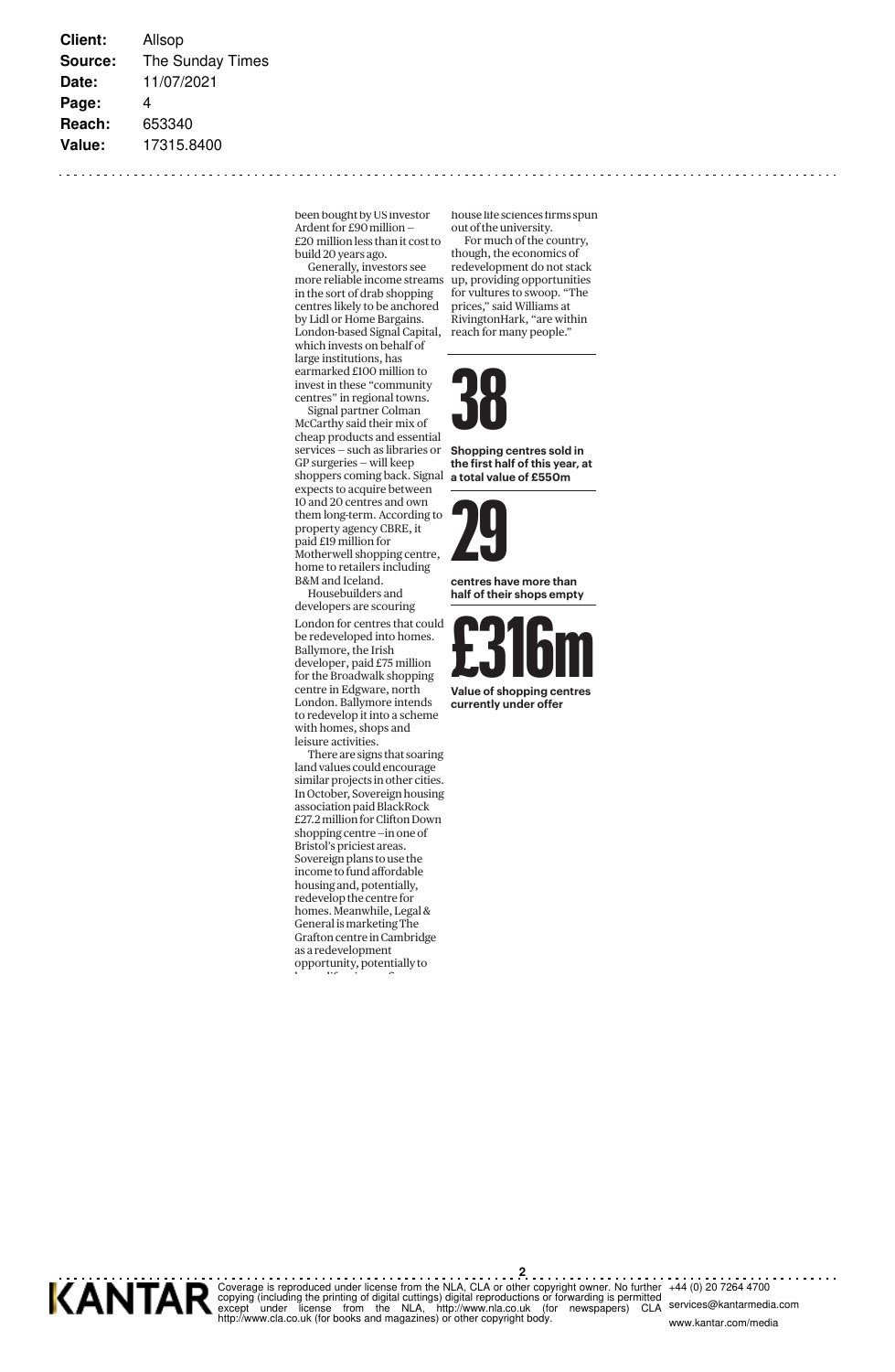| | |
|---|---|
| **Client:** | Allsop |
| **Source:** | The Sunday Times |
| **Date:** | 11/07/2021 |
| **Page:** | 4 |
| **Reach:** | 653340 |
| **Value:** | 17315.8400 |

been bought by US investor Ardent for £90 million – £20 million less than it cost to build 20 years ago.

Generally, investors see more reliable income streams in the sort of drab shopping centres likely to be anchored by Lidl or Home Bargains. London-based Signal Capital, which invests on behalf of large institutions, has earmarked £100 million to invest in these "community centres" in regional towns.

Signal partner Colman McCarthy said their mix of cheap products and essential services – such as libraries or GP surgeries – will keep shoppers coming back. Signal expects to acquire between 10 and 20 centres and own them long-term. According to property agency CBRE, it paid £19 million for Motherwell shopping centre, home to retailers including B&M and Iceland.

Housebuilders and developers are scouring London for centres that could be redeveloped into homes. Ballymore, the Irish developer, paid £75 million for the Broadwalk shopping centre in Edgware, north London. Ballymore intends to redevelop it into a scheme with homes, shops and leisure activities.

There are signs that soaring land values could encourage similar projects in other cities. In October, Sovereign housing association paid BlackRock £27.2 million for Clifton Down shopping centre – in one of Bristol's priciest areas. Sovereign plans to use the income to fund affordable housing and, potentially, redevelop the centre for homes. Meanwhile, Legal & General is marketing The Grafton centre in Cambridge as a redevelopment opportunity, potentially to house life sciences firms spun out of the university.

For much of the country, though, the economics of redevelopment do not stack up, providing opportunities for vultures to swoop. "The prices," said Williams at RivingtonHark, "are within reach for many people."

**38**

**Shopping centres sold in the first half of this year, at a total value of £550m**

**29**

**centres have more than half of their shops empty**

**£316m**

**Value of shopping centres currently under offer**